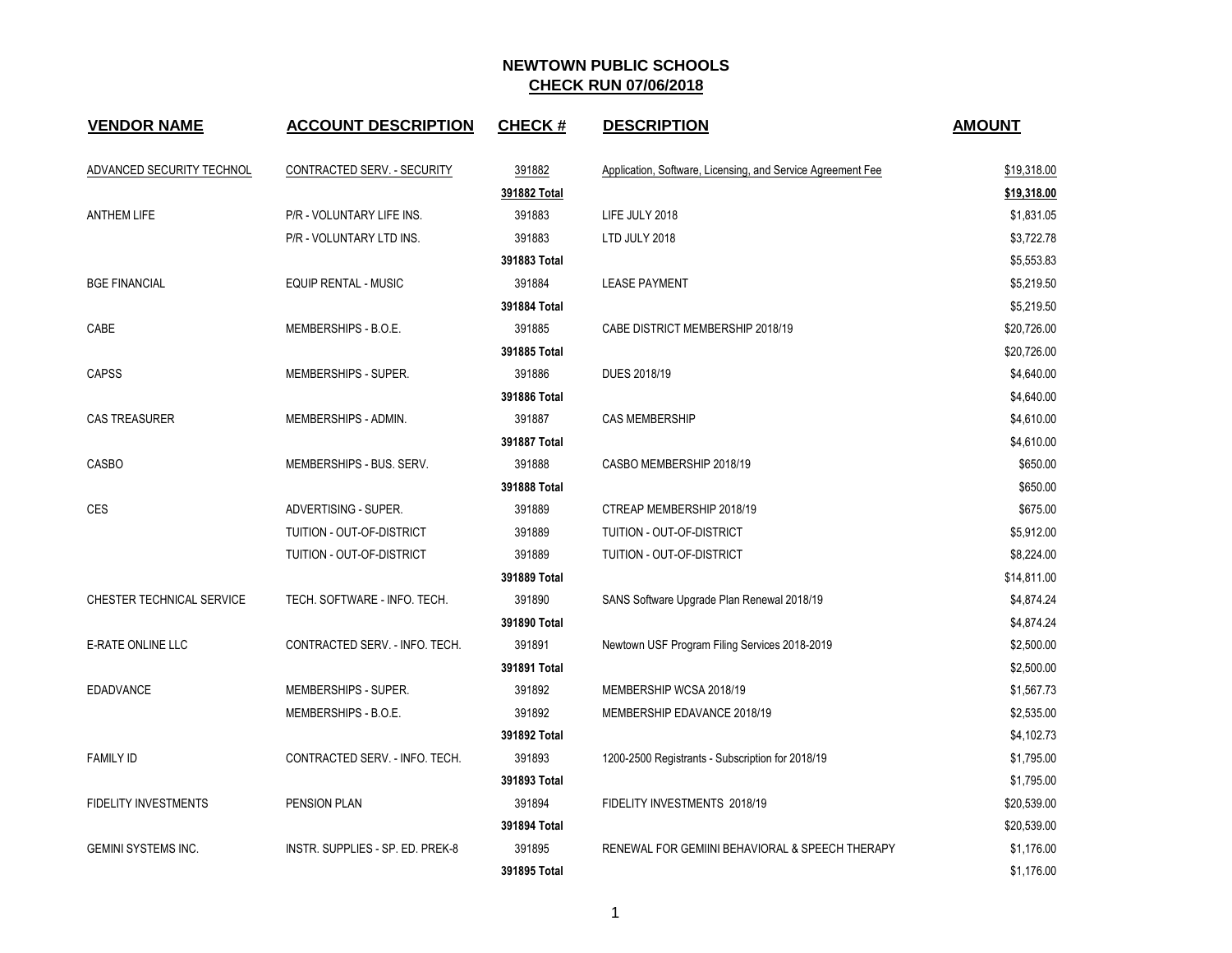# NEWTOWN PUBLIC SCHOOLS
## CHECK RUN 07/06/2018

| VENDOR NAME | ACCOUNT DESCRIPTION | CHECK # | DESCRIPTION | AMOUNT |
|---|---|---|---|---|
| ADVANCED SECURITY TECHNOL | CONTRACTED SERV. - SECURITY | 391882 | Application, Software, Licensing, and Service Agreement Fee | $19,318.00 |
| | | **391882 Total** | | **$19,318.00** |
| ANTHEM LIFE | P/R - VOLUNTARY LIFE INS. | 391883 | LIFE JULY 2018 | $1,831.05 |
| | P/R - VOLUNTARY LTD INS. | 391883 | LTD JULY 2018 | $3,722.78 |
| | | **391883 Total** | | $5,553.83 |
| BGE FINANCIAL | EQUIP RENTAL - MUSIC | 391884 | LEASE PAYMENT | $5,219.50 |
| | | **391884 Total** | | $5,219.50 |
| CABE | MEMBERSHIPS - B.O.E. | 391885 | CABE DISTRICT MEMBERSHIP 2018/19 | $20,726.00 |
| | | **391885 Total** | | $20,726.00 |
| CAPSS | MEMBERSHIPS - SUPER. | 391886 | DUES 2018/19 | $4,640.00 |
| | | **391886 Total** | | $4,640.00 |
| CAS TREASURER | MEMBERSHIPS - ADMIN. | 391887 | CAS MEMBERSHIP | $4,610.00 |
| | | **391887 Total** | | $4,610.00 |
| CASBO | MEMBERSHIPS - BUS. SERV. | 391888 | CASBO MEMBERSHIP 2018/19 | $650.00 |
| | | **391888 Total** | | $650.00 |
| CES | ADVERTISING - SUPER. | 391889 | CTREAP MEMBERSHIP 2018/19 | $675.00 |
| | TUITION - OUT-OF-DISTRICT | 391889 | TUITION - OUT-OF-DISTRICT | $5,912.00 |
| | TUITION - OUT-OF-DISTRICT | 391889 | TUITION - OUT-OF-DISTRICT | $8,224.00 |
| | | **391889 Total** | | $14,811.00 |
| CHESTER TECHNICAL SERVICE | TECH. SOFTWARE - INFO. TECH. | 391890 | SANS Software Upgrade Plan Renewal 2018/19 | $4,874.24 |
| | | **391890 Total** | | $4,874.24 |
| E-RATE ONLINE LLC | CONTRACTED SERV. - INFO. TECH. | 391891 | Newtown USF Program Filing Services 2018-2019 | $2,500.00 |
| | | **391891 Total** | | $2,500.00 |
| EDADVANCE | MEMBERSHIPS - SUPER. | 391892 | MEMBERSHIP WCSA 2018/19 | $1,567.73 |
| | MEMBERSHIPS - B.O.E. | 391892 | MEMBERSHIP EDAVANCE 2018/19 | $2,535.00 |
| | | **391892 Total** | | $4,102.73 |
| FAMILY ID | CONTRACTED SERV. - INFO. TECH. | 391893 | 1200-2500 Registrants - Subscription for 2018/19 | $1,795.00 |
| | | **391893 Total** | | $1,795.00 |
| FIDELITY INVESTMENTS | PENSION PLAN | 391894 | FIDELITY INVESTMENTS 2018/19 | $20,539.00 |
| | | **391894 Total** | | $20,539.00 |
| GEMINI SYSTEMS INC. | INSTR. SUPPLIES - SP. ED. PREK-8 | 391895 | RENEWAL FOR GEMIINI BEHAVIORAL & SPEECH THERAPY | $1,176.00 |
| | | **391895 Total** | | $1,176.00 |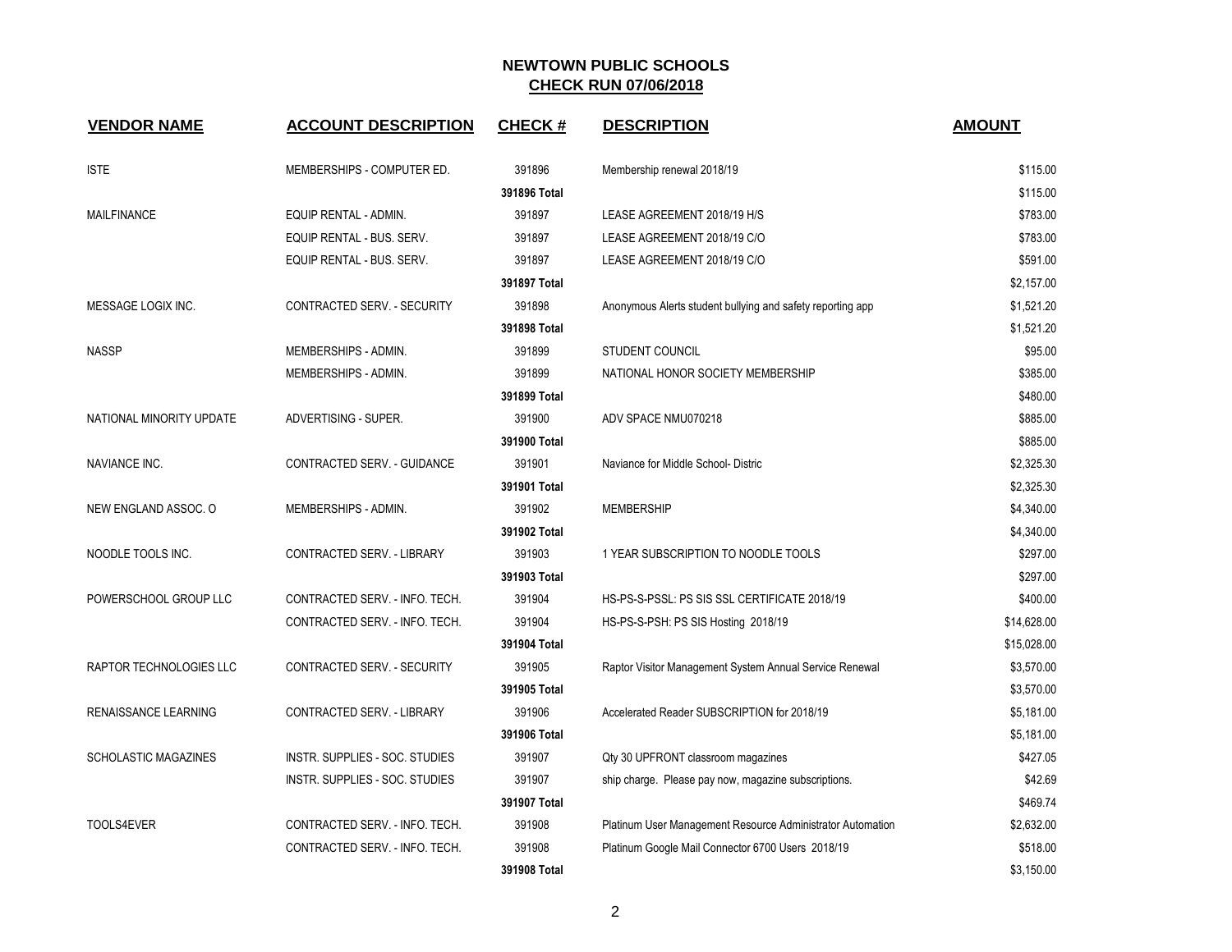# NEWTOWN PUBLIC SCHOOLS
## CHECK RUN 07/06/2018

| VENDOR NAME | ACCOUNT DESCRIPTION | CHECK # | DESCRIPTION | AMOUNT |
|---|---|---|---|---|
| ISTE | MEMBERSHIPS - COMPUTER ED. | 391896 | Membership renewal 2018/19 | $115.00 |
| | | **391896 Total** | | $115.00 |
| MAILFINANCE | EQUIP RENTAL - ADMIN. | 391897 | LEASE AGREEMENT 2018/19 H/S | $783.00 |
| | EQUIP RENTAL - BUS. SERV. | 391897 | LEASE AGREEMENT 2018/19 C/O | $783.00 |
| | EQUIP RENTAL - BUS. SERV. | 391897 | LEASE AGREEMENT 2018/19 C/O | $591.00 |
| | | **391897 Total** | | $2,157.00 |
| MESSAGE LOGIX INC. | CONTRACTED SERV. - SECURITY | 391898 | Anonymous Alerts student bullying and safety reporting app | $1,521.20 |
| | | **391898 Total** | | $1,521.20 |
| NASSP | MEMBERSHIPS - ADMIN. | 391899 | STUDENT COUNCIL | $95.00 |
| | MEMBERSHIPS - ADMIN. | 391899 | NATIONAL HONOR SOCIETY MEMBERSHIP | $385.00 |
| | | **391899 Total** | | $480.00 |
| NATIONAL MINORITY UPDATE | ADVERTISING - SUPER. | 391900 | ADV SPACE NMU070218 | $885.00 |
| | | **391900 Total** | | $885.00 |
| NAVIANCE INC. | CONTRACTED SERV. - GUIDANCE | 391901 | Naviance for Middle School- Distric | $2,325.30 |
| | | **391901 Total** | | $2,325.30 |
| NEW ENGLAND ASSOC. O | MEMBERSHIPS - ADMIN. | 391902 | MEMBERSHIP | $4,340.00 |
| | | **391902 Total** | | $4,340.00 |
| NOODLE TOOLS INC. | CONTRACTED SERV. - LIBRARY | 391903 | 1 YEAR SUBSCRIPTION TO NOODLE TOOLS | $297.00 |
| | | **391903 Total** | | $297.00 |
| POWERSCHOOL GROUP LLC | CONTRACTED SERV. - INFO. TECH. | 391904 | HS-PS-S-PSSL: PS SIS SSL CERTIFICATE 2018/19 | $400.00 |
| | CONTRACTED SERV. - INFO. TECH. | 391904 | HS-PS-S-PSH: PS SIS Hosting 2018/19 | $14,628.00 |
| | | **391904 Total** | | $15,028.00 |
| RAPTOR TECHNOLOGIES LLC | CONTRACTED SERV. - SECURITY | 391905 | Raptor Visitor Management System Annual Service Renewal | $3,570.00 |
| | | **391905 Total** | | $3,570.00 |
| RENAISSANCE LEARNING | CONTRACTED SERV. - LIBRARY | 391906 | Accelerated Reader SUBSCRIPTION for 2018/19 | $5,181.00 |
| | | **391906 Total** | | $5,181.00 |
| SCHOLASTIC MAGAZINES | INSTR. SUPPLIES - SOC. STUDIES | 391907 | Qty 30 UPFRONT classroom magazines | $427.05 |
| | INSTR. SUPPLIES - SOC. STUDIES | 391907 | ship charge. Please pay now, magazine subscriptions. | $42.69 |
| | | **391907 Total** | | $469.74 |
| TOOLS4EVER | CONTRACTED SERV. - INFO. TECH. | 391908 | Platinum User Management Resource Administrator Automation | $2,632.00 |
| | CONTRACTED SERV. - INFO. TECH. | 391908 | Platinum Google Mail Connector 6700 Users 2018/19 | $518.00 |
| | | **391908 Total** | | $3,150.00 |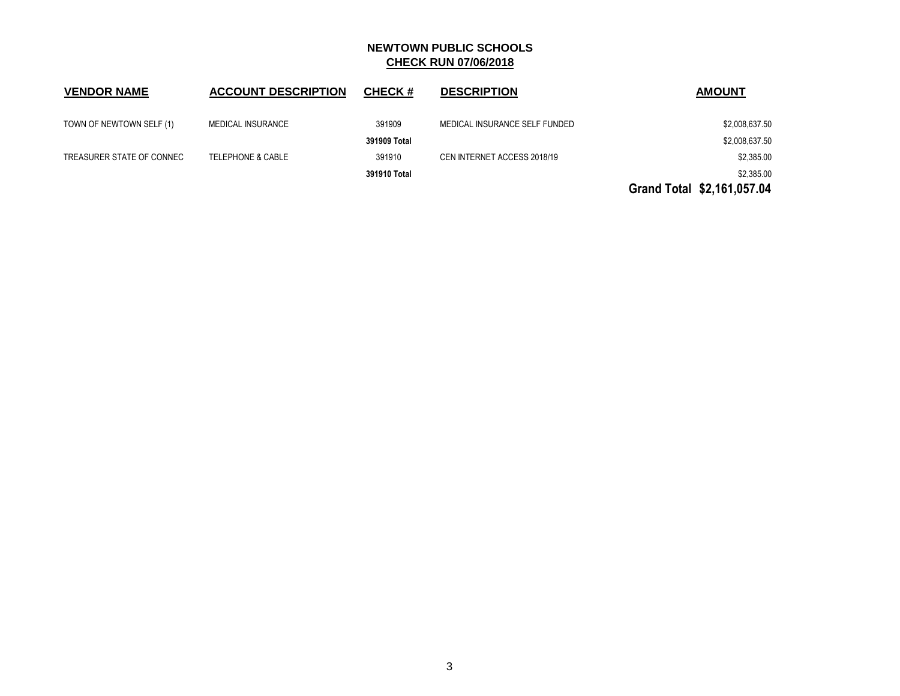**NEWTOWN PUBLIC SCHOOLS**
**CHECK RUN 07/06/2018**

| VENDOR NAME | ACCOUNT DESCRIPTION | CHECK # | DESCRIPTION | AMOUNT |
|---|---|---|---|---|
| TOWN OF NEWTOWN SELF (1) | MEDICAL INSURANCE | 391909 | MEDICAL INSURANCE SELF FUNDED | $2,008,637.50 |
| | | **391909 Total** | | $2,008,637.50 |
| TREASURER STATE OF CONNEC | TELEPHONE & CABLE | 391910 | CEN INTERNET ACCESS 2018/19 | $2,385.00 |
| | | **391910 Total** | | $2,385.00 |
| | | | **Grand Total** | **$2,161,057.04** |